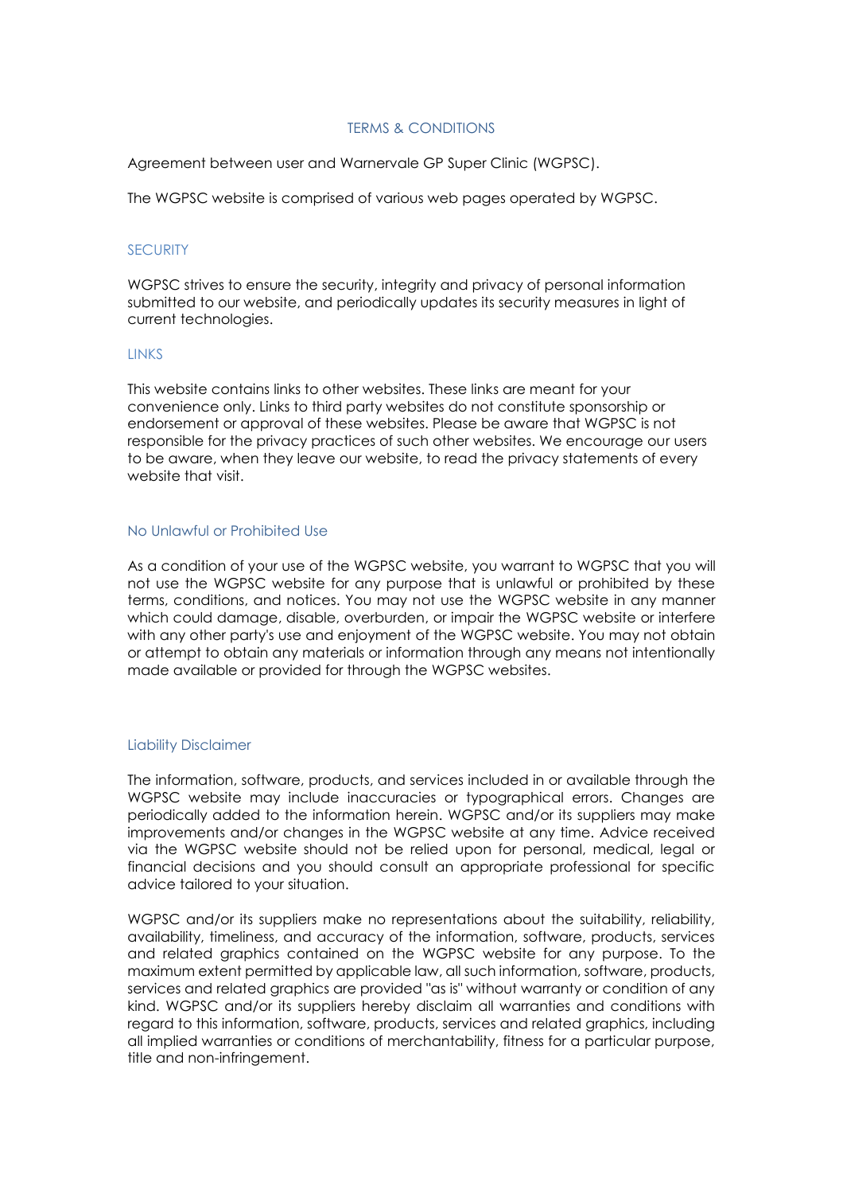# TERMS & CONDITIONS

Agreement between user and Warnervale GP Super Clinic (WGPSC).

The WGPSC website is comprised of various web pages operated by WGPSC.

## SECURITY

WGPSC strives to ensure the security, integrity and privacy of personal information submitted to our website, and periodically updates its security measures in light of current technologies.

## LINKS

This website contains links to other websites. These links are meant for your convenience only. Links to third party websites do not constitute sponsorship or endorsement or approval of these websites. Please be aware that WGPSC is not responsible for the privacy practices of such other websites. We encourage our users to be aware, when they leave our website, to read the privacy statements of every website that visit.

## No Unlawful or Prohibited Use

As a condition of your use of the WGPSC website, you warrant to WGPSC that you will not use the WGPSC website for any purpose that is unlawful or prohibited by these terms, conditions, and notices. You may not use the WGPSC website in any manner which could damage, disable, overburden, or impair the WGPSC website or interfere with any other party's use and enjoyment of the WGPSC website. You may not obtain or attempt to obtain any materials or information through any means not intentionally made available or provided for through the WGPSC websites.

## Liability Disclaimer

The information, software, products, and services included in or available through the WGPSC website may include inaccuracies or typographical errors. Changes are periodically added to the information herein. WGPSC and/or its suppliers may make improvements and/or changes in the WGPSC website at any time. Advice received via the WGPSC website should not be relied upon for personal, medical, legal or financial decisions and you should consult an appropriate professional for specific advice tailored to your situation.

WGPSC and/or its suppliers make no representations about the suitability, reliability, availability, timeliness, and accuracy of the information, software, products, services and related graphics contained on the WGPSC website for any purpose. To the maximum extent permitted by applicable law, all such information, software, products, services and related graphics are provided "as is" without warranty or condition of any kind. WGPSC and/or its suppliers hereby disclaim all warranties and conditions with regard to this information, software, products, services and related graphics, including all implied warranties or conditions of merchantability, fitness for a particular purpose, title and non-infringement.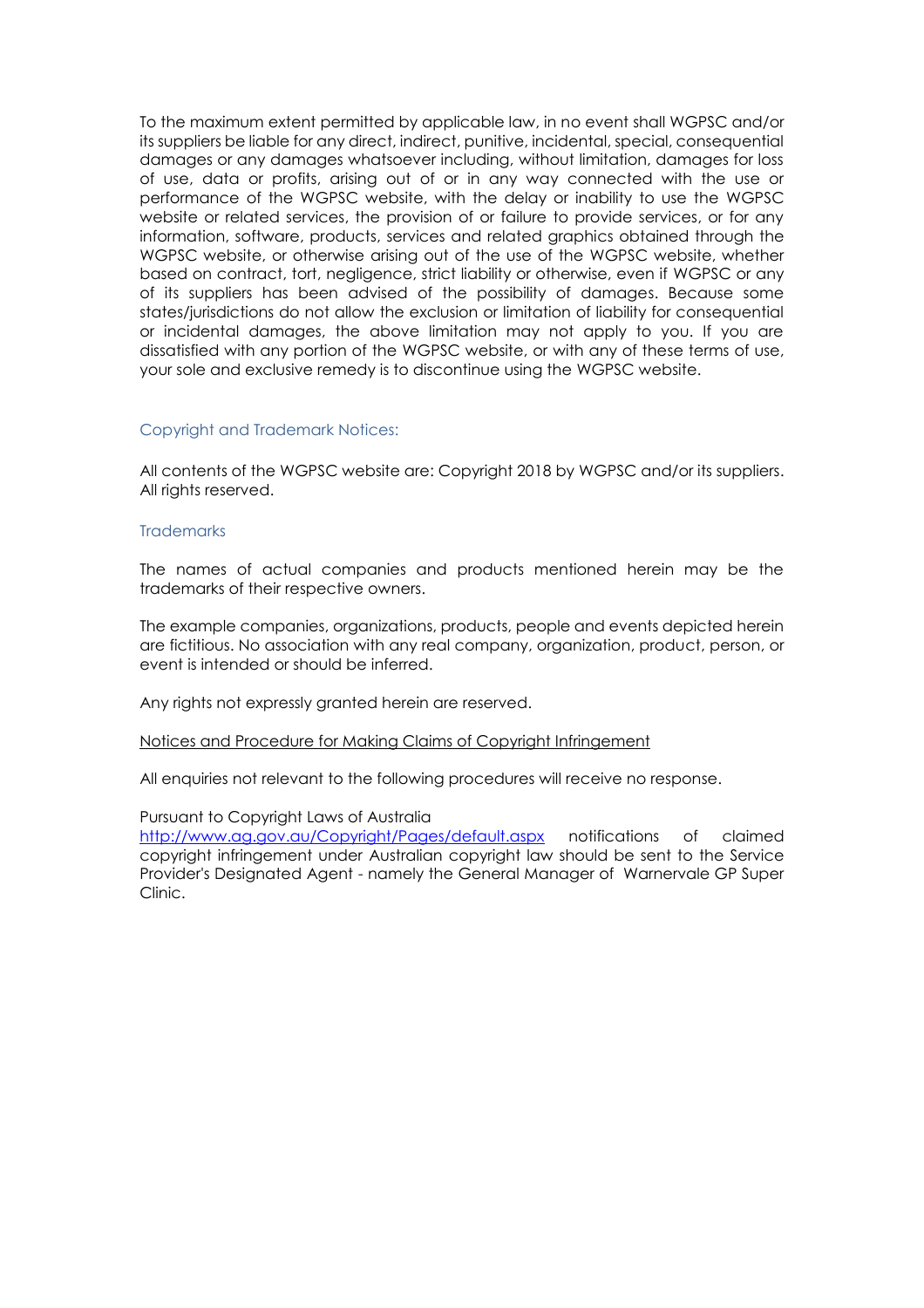To the maximum extent permitted by applicable law, in no event shall WGPSC and/or its suppliers be liable for any direct, indirect, punitive, incidental, special, consequential damages or any damages whatsoever including, without limitation, damages for loss of use, data or profits, arising out of or in any way connected with the use or performance of the WGPSC website, with the delay or inability to use the WGPSC website or related services, the provision of or failure to provide services, or for any information, software, products, services and related graphics obtained through the WGPSC website, or otherwise arising out of the use of the WGPSC website, whether based on contract, tort, negligence, strict liability or otherwise, even if WGPSC or any of its suppliers has been advised of the possibility of damages. Because some states/jurisdictions do not allow the exclusion or limitation of liability for consequential or incidental damages, the above limitation may not apply to you. If you are dissatisfied with any portion of the WGPSC website, or with any of these terms of use, your sole and exclusive remedy is to discontinue using the WGPSC website.

## Copyright and Trademark Notices:

All contents of the WGPSC website are: Copyright 2018 by WGPSC and/or its suppliers. All rights reserved.

## Trademarks

The names of actual companies and products mentioned herein may be the trademarks of their respective owners.

The example companies, organizations, products, people and events depicted herein are fictitious. No association with any real company, organization, product, person, or event is intended or should be inferred.

Any rights not expressly granted herein are reserved.

Notices and Procedure for Making Claims of Copyright Infringement

All enquiries not relevant to the following procedures will receive no response.

Pursuant to Copyright Laws of Australia
http://www.ag.gov.au/Copyright/Pages/default.aspx notifications of claimed copyright infringement under Australian copyright law should be sent to the Service Provider's Designated Agent - namely the General Manager of Warnervale GP Super Clinic.